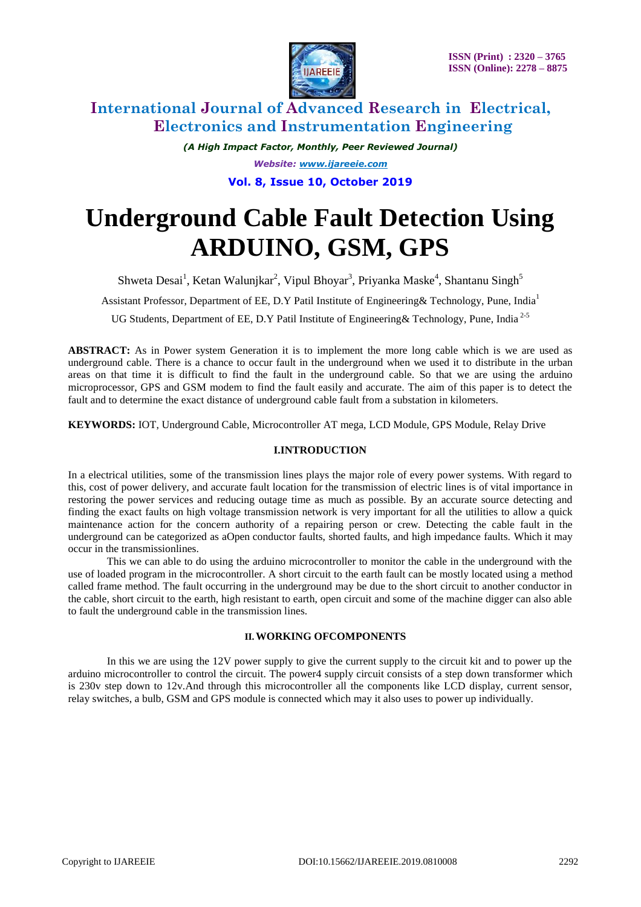# Underground Cable Fault Detection Using ARDUINO, GSM, GPS

Shweta Desai[1], Ketan Walunjkar[2], Vipul Bhoyar[3], Priyanka Maske[4], Shantanu Singh[5]

Assistant Professor, Department of EE, D.Y Patil Institute of Engineering& Technology, Pune, India[1]

UG Students, Department of EE, D.Y Patil Institute of Engineering& Technology, Pune, India [2-5]

**ABSTRACT:** As in Power system Generation it is to implement the more long cable which is we are used as underground cable. There is a chance to occur fault in the underground when we used it to distribute in the urban areas on that time it is difficult to find the fault in the underground cable. So that we are using the arduino microprocessor, GPS and GSM modem to find the fault easily and accurate. The aim of this paper is to detect the fault and to determine the exact distance of underground cable fault from a substation in kilometers.

**KEYWORDS:** IOT, Underground Cable, Microcontroller AT mega, LCD Module, GPS Module, Relay Drive

## I.INTRODUCTION

In a electrical utilities, some of the transmission lines plays the major role of every power systems. With regard to this, cost of power delivery, and accurate fault location for the transmission of electric lines is of vital importance in restoring the power services and reducing outage time as much as possible. By an accurate source detecting and finding the exact faults on high voltage transmission network is very important for all the utilities to allow a quick maintenance action for the concern authority of a repairing person or crew. Detecting the cable fault in the underground can be categorized as aOpen conductor faults, shorted faults, and high impedance faults. Which it may occur in the transmissionlines.

This we can able to do using the arduino microcontroller to monitor the cable in the underground with the use of loaded program in the microcontroller. A short circuit to the earth fault can be mostly located using a method called frame method. The fault occurring in the underground may be due to the short circuit to another conductor in the cable, short circuit to the earth, high resistant to earth, open circuit and some of the machine digger can also able to fault the underground cable in the transmission lines.

## II. WORKING OFCOMPONENTS

In this we are using the 12V power supply to give the current supply to the circuit kit and to power up the arduino microcontroller to control the circuit. The power4 supply circuit consists of a step down transformer which is 230v step down to 12v.And through this microcontroller all the components like LCD display, current sensor, relay switches, a bulb, GSM and GPS module is connected which may it also uses to power up individually.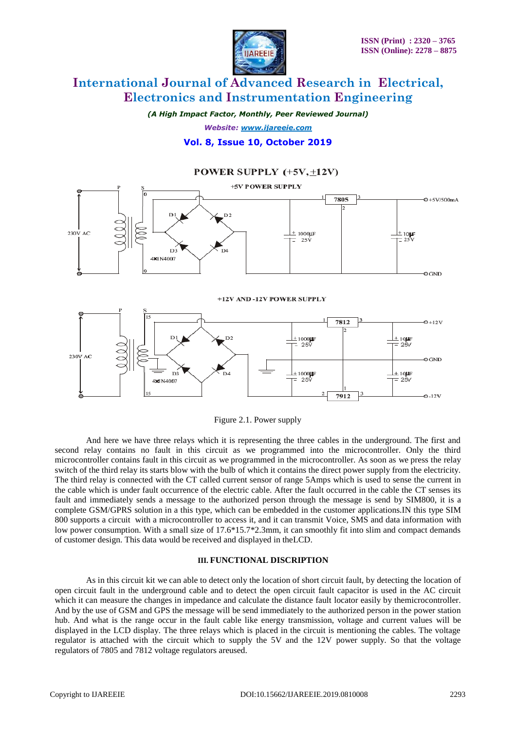Figure 2.1. Power supply

And here we have three relays which it is representing the three cables in the underground. The first and second relay contains no fault in this circuit as we programmed into the microcontroller. Only the third microcontroller contains fault in this circuit as we programmed in the microcontroller. As soon as we press the relay switch of the third relay its starts blow with the bulb of which it contains the direct power supply from the electricity. The third relay is connected with the CT called current sensor of range 5Amps which is used to sense the current in the cable which is under fault occurrence of the electric cable. After the fault occurred in the cable the CT senses its fault and immediately sends a message to the authorized person through the message is send by SIM800, it is a complete GSM/GPRS solution in a this type, which can be embedded in the customer applications.IN this type SIM 800 supports a circuit with a microcontroller to access it, and it can transmit Voice, SMS and data information with low power consumption. With a small size of 17.6*15.7*2.3mm, it can smoothly fit into slim and compact demands of customer design. This data would be received and displayed in theLCD.

### III. FUNCTIONAL DISCRIPTION

As in this circuit kit we can able to detect only the location of short circuit fault, by detecting the location of open circuit fault in the underground cable and to detect the open circuit fault capacitor is used in the AC circuit which it can measure the changes in impedance and calculate the distance fault locator easily by themicrocontroller. And by the use of GSM and GPS the message will be send immediately to the authorized person in the power station hub. And what is the range occur in the fault cable like energy transmission, voltage and current values will be displayed in the LCD display. The three relays which is placed in the circuit is mentioning the cables. The voltage regulator is attached with the circuit which to supply the 5V and the 12V power supply. So that the voltage regulators of 7805 and 7812 voltage regulators areused.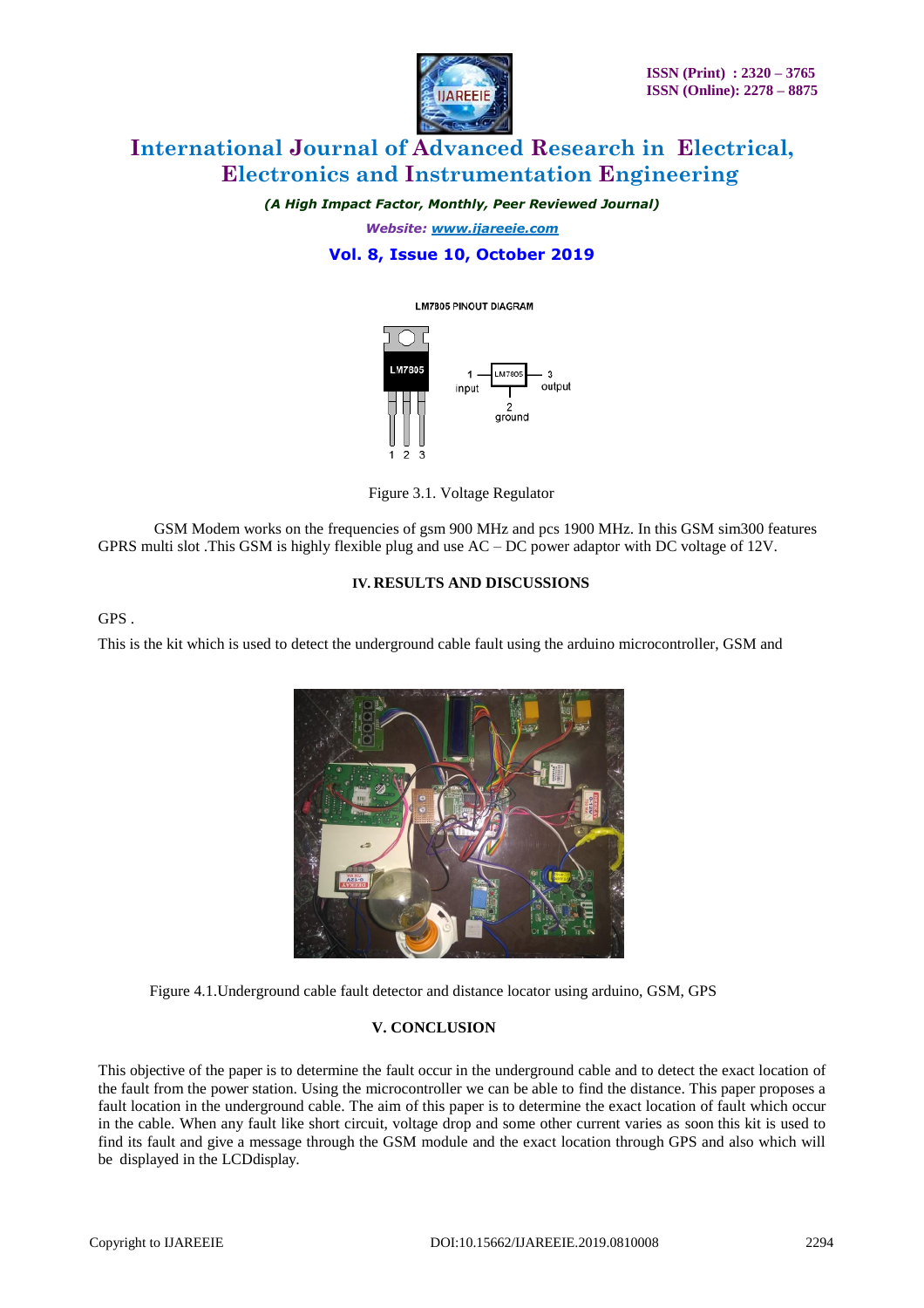Figure 3.1. Voltage Regulator

GSM Modem works on the frequencies of gsm 900 MHz and pcs 1900 MHz. In this GSM sim300 features GPRS multi slot .This GSM is highly flexible plug and use AC – DC power adaptor with DC voltage of 12V.

## IV. RESULTS AND DISCUSSIONS

GPS .

This is the kit which is used to detect the underground cable fault using the arduino microcontroller, GSM and

Figure 4.1.Underground cable fault detector and distance locator using arduino, GSM, GPS

## V. CONCLUSION

This objective of the paper is to determine the fault occur in the underground cable and to detect the exact location of the fault from the power station. Using the microcontroller we can be able to find the distance. This paper proposes a fault location in the underground cable. The aim of this paper is to determine the exact location of fault which occur in the cable. When any fault like short circuit, voltage drop and some other current varies as soon this kit is used to find its fault and give a message through the GSM module and the exact location through GPS and also which will be displayed in the LCDdisplay.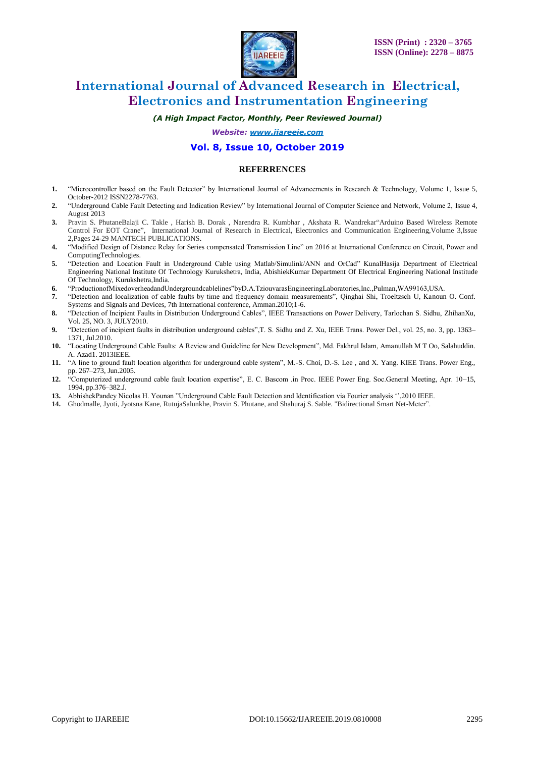## REFERRENCES

1. "Microcontroller based on the Fault Detector" by International Journal of Advancements in Research & Technology, Volume 1, Issue 5, October-2012 ISSN2278-7763.
2. "Underground Cable Fault Detecting and Indication Review" by International Journal of Computer Science and Network, Volume 2, Issue 4, August 2013
3. Pravin S. PhutaneBalaji C. Takle , Harish B. Dorak , Narendra R. Kumbhar , Akshata R. Wandrekar"Arduino Based Wireless Remote Control For EOT Crane", International Journal of Research in Electrical, Electronics and Communication Engineering,Volume 3,Issue 2,Pages 24-29 MANTECH PUBLICATIONS.
4. "Modified Design of Distance Relay for Series compensated Transmission Line" on 2016 at International Conference on Circuit, Power and ComputingTechnologies.
5. "Detection and Location Fault in Underground Cable using Matlab/Simulink/ANN and OrCad" KunalHasija Department of Electrical Engineering National Institute Of Technology Kurukshetra, India, AbishiekKumar Department Of Electrical Engineering National Institute Of Technology, Kurukshetra,India.
6. "ProductionofMixedoverheadandUndergroundcablelines"byD.A.TziouvarasEngineeringLaboratories,Inc.,Pulman,WA99163,USA.
7. "Detection and localization of cable faults by time and frequency domain measurements", Qinghai Shi, Troeltzsch U, Kanoun O. Conf. Systems and Signals and Devices, 7th International conference, Amman.2010;1-6.
8. "Detection of Incipient Faults in Distribution Underground Cables", IEEE Transactions on Power Delivery, Tarlochan S. Sidhu, ZhihanXu, Vol. 25, NO. 3, JULY2010.
9. "Detection of incipient faults in distribution underground cables",T. S. Sidhu and Z. Xu, IEEE Trans. Power Del., vol. 25, no. 3, pp. 1363–1371, Jul.2010.
10. "Locating Underground Cable Faults: A Review and Guideline for New Development", Md. Fakhrul Islam, Amanullah M T Oo, Salahuddin. A. Azad1. 2013IEEE.
11. "A line to ground fault location algorithm for underground cable system", M.-S. Choi, D.-S. Lee , and X. Yang. KIEE Trans. Power Eng., pp. 267–273, Jun.2005.
12. "Computerized underground cable fault location expertise", E. C. Bascom .in Proc. IEEE Power Eng. Soc.General Meeting, Apr. 10–15, 1994, pp.376–382.J.
13. AbhishekPandey Nicolas H. Younan "Underground Cable Fault Detection and Identification via Fourier analysis '',2010 IEEE.
14. Ghodmalle, Jyoti, Jyotsna Kane, RutujaSalunkhe, Pravin S. Phutane, and Shahuraj S. Sable. "Bidirectional Smart Net-Meter".